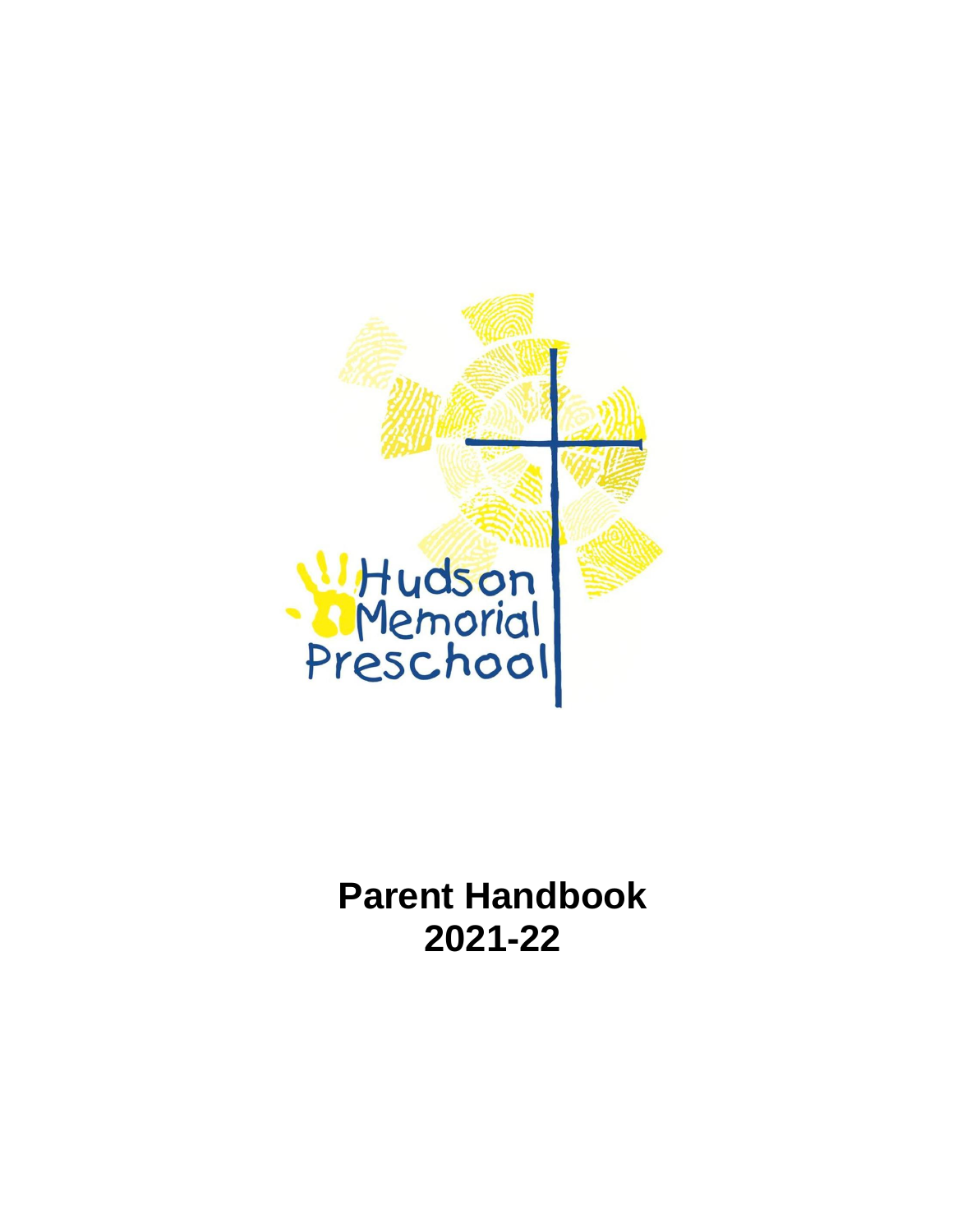Hudson Memorial Preschool

# Parent Handbook 2021-22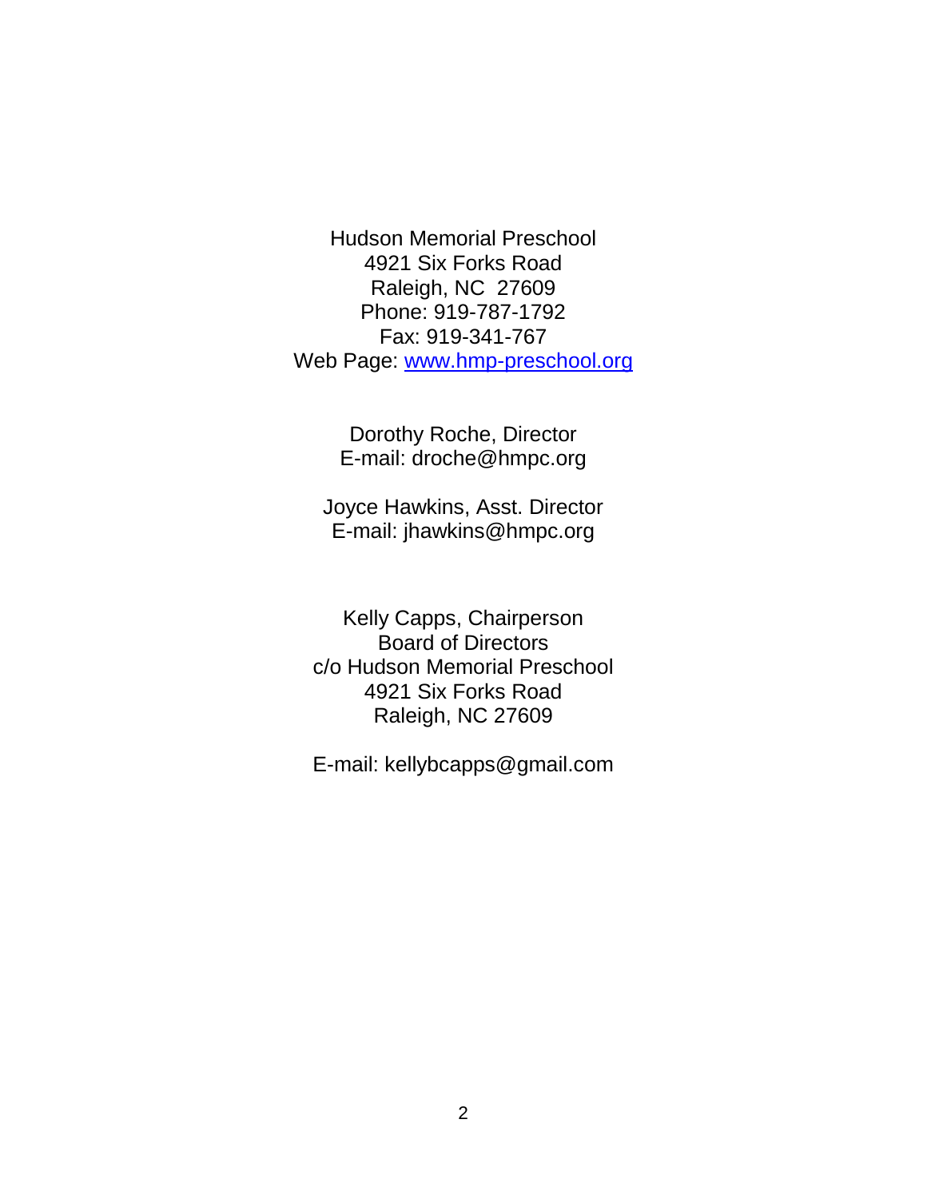Hudson Memorial Preschool
4921 Six Forks Road
Raleigh, NC 27609
Phone: 919-787-1792
Fax: 919-341-767
Web Page: [www.hmp-preschool.org](http://www.hmp-preschool.org)

Dorothy Roche, Director
E-mail: droche@hmpc.org

Joyce Hawkins, Asst. Director
E-mail: jhawkins@hmpc.org

Kelly Capps, Chairperson
Board of Directors
c/o Hudson Memorial Preschool
4921 Six Forks Road
Raleigh, NC 27609

E-mail: kellybcapps@gmail.com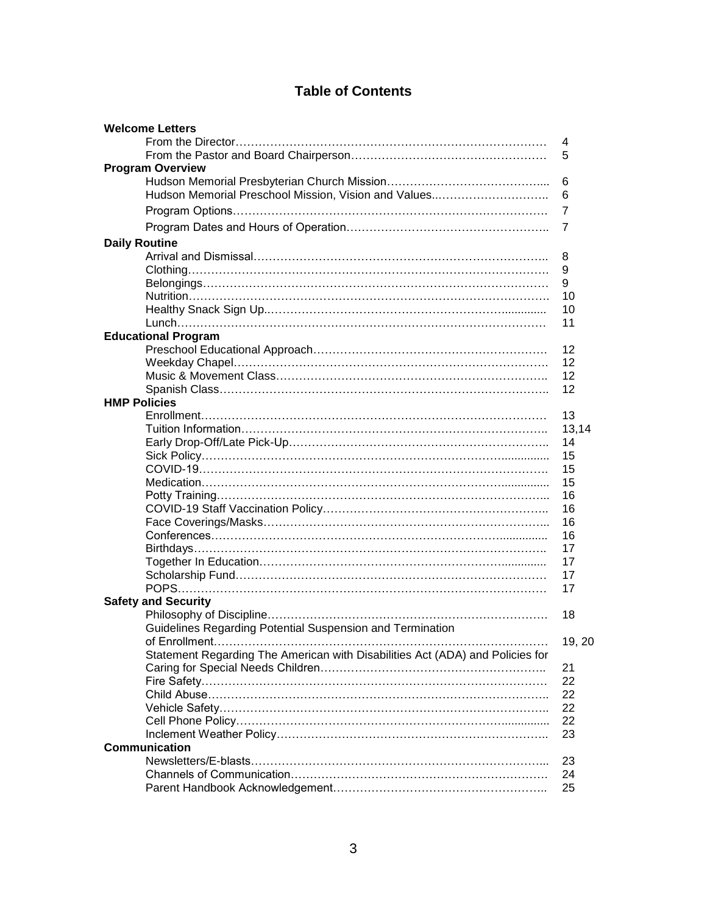# Table of Contents

**Welcome Letters**

- From the Director …… 4
- From the Pastor and Board Chairperson …… 5

**Program Overview**

- Hudson Memorial Presbyterian Church Mission …… 6
- Hudson Memorial Preschool Mission, Vision and Values …… 6
- Program Options …… 7
- Program Dates and Hours of Operation …… 7

**Daily Routine**

- Arrival and Dismissal …… 8
- Clothing …… 9
- Belongings …… 9
- Nutrition …… 10
- Healthy Snack Sign Up …… 10
- Lunch …… 11

**Educational Program**

- Preschool Educational Approach …… 12
- Weekday Chapel …… 12
- Music & Movement Class …… 12
- Spanish Class …… 12

**HMP Policies**

- Enrollment …… 13
- Tuition Information …… 13,14
- Early Drop-Off/Late Pick-Up …… 14
- Sick Policy …… 15
- COVID-19 …… 15
- Medication …… 15
- Potty Training …… 16
- COVID-19 Staff Vaccination Policy …… 16
- Face Coverings/Masks …… 16
- Conferences …… 16
- Birthdays …… 17
- Together In Education …… 17
- Scholarship Fund …… 17
- POPS …… 17

**Safety and Security**

- Philosophy of Discipline …… 18
- Guidelines Regarding Potential Suspension and Termination of Enrollment …… 19, 20
- Statement Regarding The American with Disabilities Act (ADA) and Policies for Caring for Special Needs Children …… 21
- Fire Safety …… 22
- Child Abuse …… 22
- Vehicle Safety …… 22
- Cell Phone Policy …… 22
- Inclement Weather Policy …… 23

**Communication**

- Newsletters/E-blasts …… 23
- Channels of Communication …… 24
- Parent Handbook Acknowledgement …… 25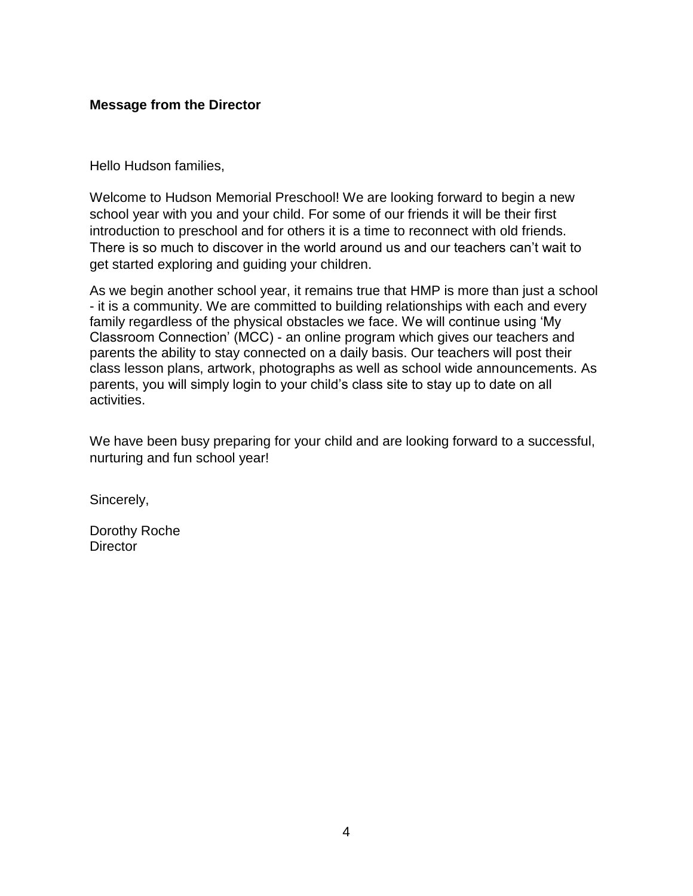## Message from the Director

Hello Hudson families,

Welcome to Hudson Memorial Preschool! We are looking forward to begin a new school year with you and your child. For some of our friends it will be their first introduction to preschool and for others it is a time to reconnect with old friends. There is so much to discover in the world around us and our teachers can't wait to get started exploring and guiding your children.

As we begin another school year, it remains true that HMP is more than just a school - it is a community. We are committed to building relationships with each and every family regardless of the physical obstacles we face. We will continue using 'My Classroom Connection' (MCC) - an online program which gives our teachers and parents the ability to stay connected on a daily basis. Our teachers will post their class lesson plans, artwork, photographs as well as school wide announcements. As parents, you will simply login to your child's class site to stay up to date on all activities.

We have been busy preparing for your child and are looking forward to a successful, nurturing and fun school year!

Sincerely,

Dorothy Roche
Director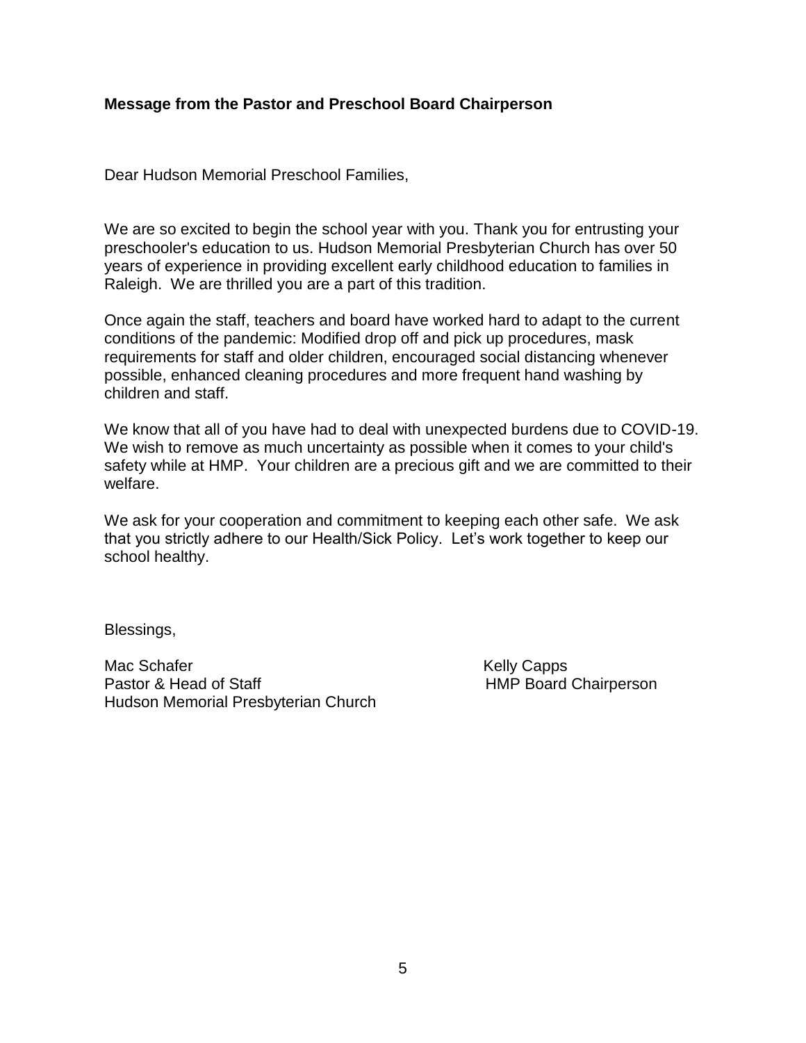**Message from the Pastor and Preschool Board Chairperson**

Dear Hudson Memorial Preschool Families,

We are so excited to begin the school year with you. Thank you for entrusting your preschooler's education to us. Hudson Memorial Presbyterian Church has over 50 years of experience in providing excellent early childhood education to families in Raleigh. We are thrilled you are a part of this tradition.

Once again the staff, teachers and board have worked hard to adapt to the current conditions of the pandemic: Modified drop off and pick up procedures, mask requirements for staff and older children, encouraged social distancing whenever possible, enhanced cleaning procedures and more frequent hand washing by children and staff.

We know that all of you have had to deal with unexpected burdens due to COVID-19. We wish to remove as much uncertainty as possible when it comes to your child's safety while at HMP. Your children are a precious gift and we are committed to their welfare.

We ask for your cooperation and commitment to keeping each other safe. We ask that you strictly adhere to our Health/Sick Policy. Let's work together to keep our school healthy.

Blessings,

Mac Schafer
Pastor & Head of Staff
Hudson Memorial Presbyterian Church

Kelly Capps
HMP Board Chairperson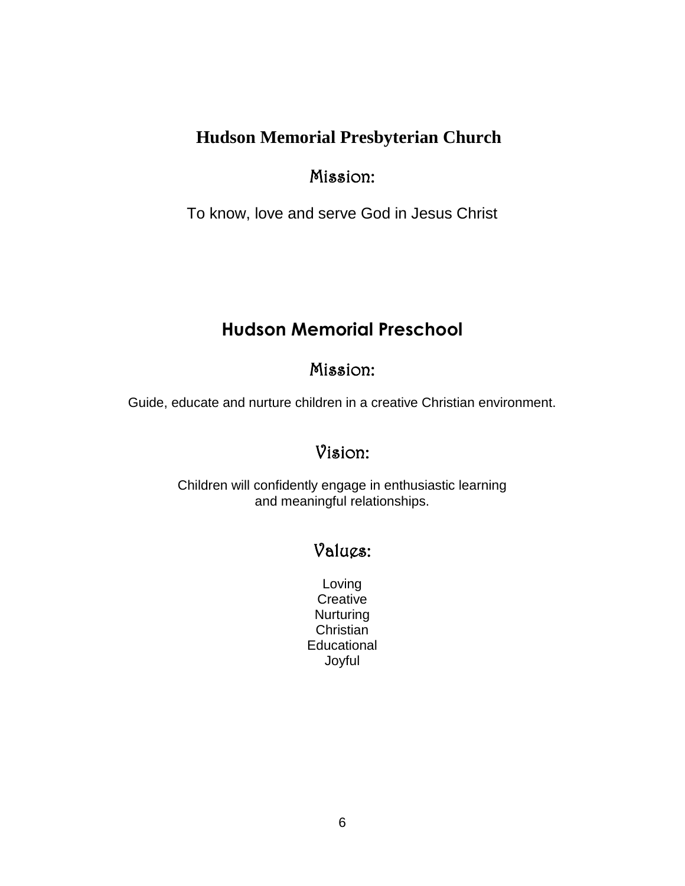## Hudson Memorial Presbyterian Church

### Mission:

To know, love and serve God in Jesus Christ

## Hudson Memorial Preschool

### Mission:

Guide, educate and nurture children in a creative Christian environment.

### Vision:

Children will confidently engage in enthusiastic learning
and meaningful relationships.

### Values:

Loving
Creative
Nurturing
Christian
Educational
Joyful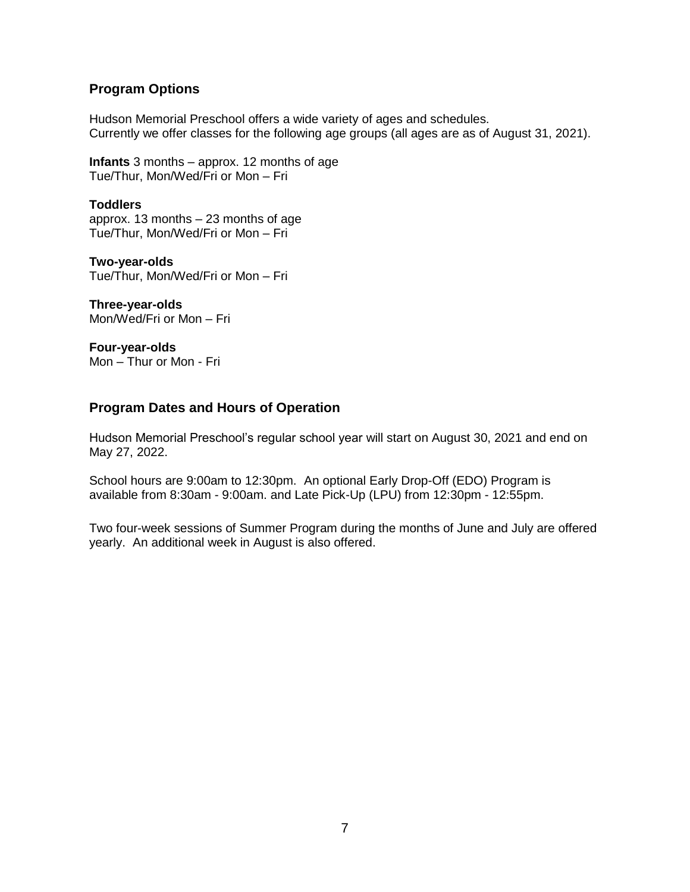## Program Options

Hudson Memorial Preschool offers a wide variety of ages and schedules.
Currently we offer classes for the following age groups (all ages are as of August 31, 2021).

**Infants** 3 months – approx. 12 months of age
Tue/Thur, Mon/Wed/Fri or Mon – Fri

**Toddlers**
approx. 13 months – 23 months of age
Tue/Thur, Mon/Wed/Fri or Mon – Fri

**Two-year-olds**
Tue/Thur, Mon/Wed/Fri or Mon – Fri

**Three-year-olds**
Mon/Wed/Fri or Mon – Fri

**Four-year-olds**
Mon – Thur or Mon - Fri

## Program Dates and Hours of Operation

Hudson Memorial Preschool's regular school year will start on August 30, 2021 and end on May 27, 2022.

School hours are 9:00am to 12:30pm. An optional Early Drop-Off (EDO) Program is available from 8:30am - 9:00am. and Late Pick-Up (LPU) from 12:30pm - 12:55pm.

Two four-week sessions of Summer Program during the months of June and July are offered yearly. An additional week in August is also offered.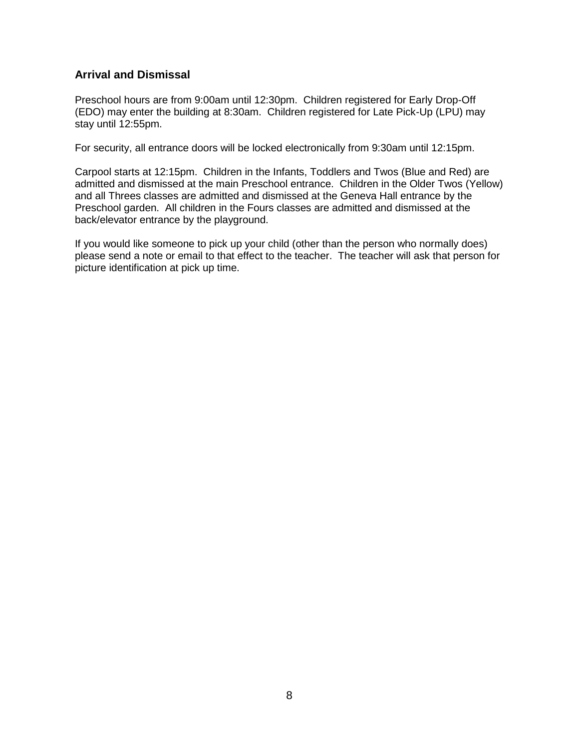## Arrival and Dismissal

Preschool hours are from 9:00am until 12:30pm. Children registered for Early Drop-Off (EDO) may enter the building at 8:30am. Children registered for Late Pick-Up (LPU) may stay until 12:55pm.

For security, all entrance doors will be locked electronically from 9:30am until 12:15pm.

Carpool starts at 12:15pm. Children in the Infants, Toddlers and Twos (Blue and Red) are admitted and dismissed at the main Preschool entrance. Children in the Older Twos (Yellow) and all Threes classes are admitted and dismissed at the Geneva Hall entrance by the Preschool garden. All children in the Fours classes are admitted and dismissed at the back/elevator entrance by the playground.

If you would like someone to pick up your child (other than the person who normally does) please send a note or email to that effect to the teacher. The teacher will ask that person for picture identification at pick up time.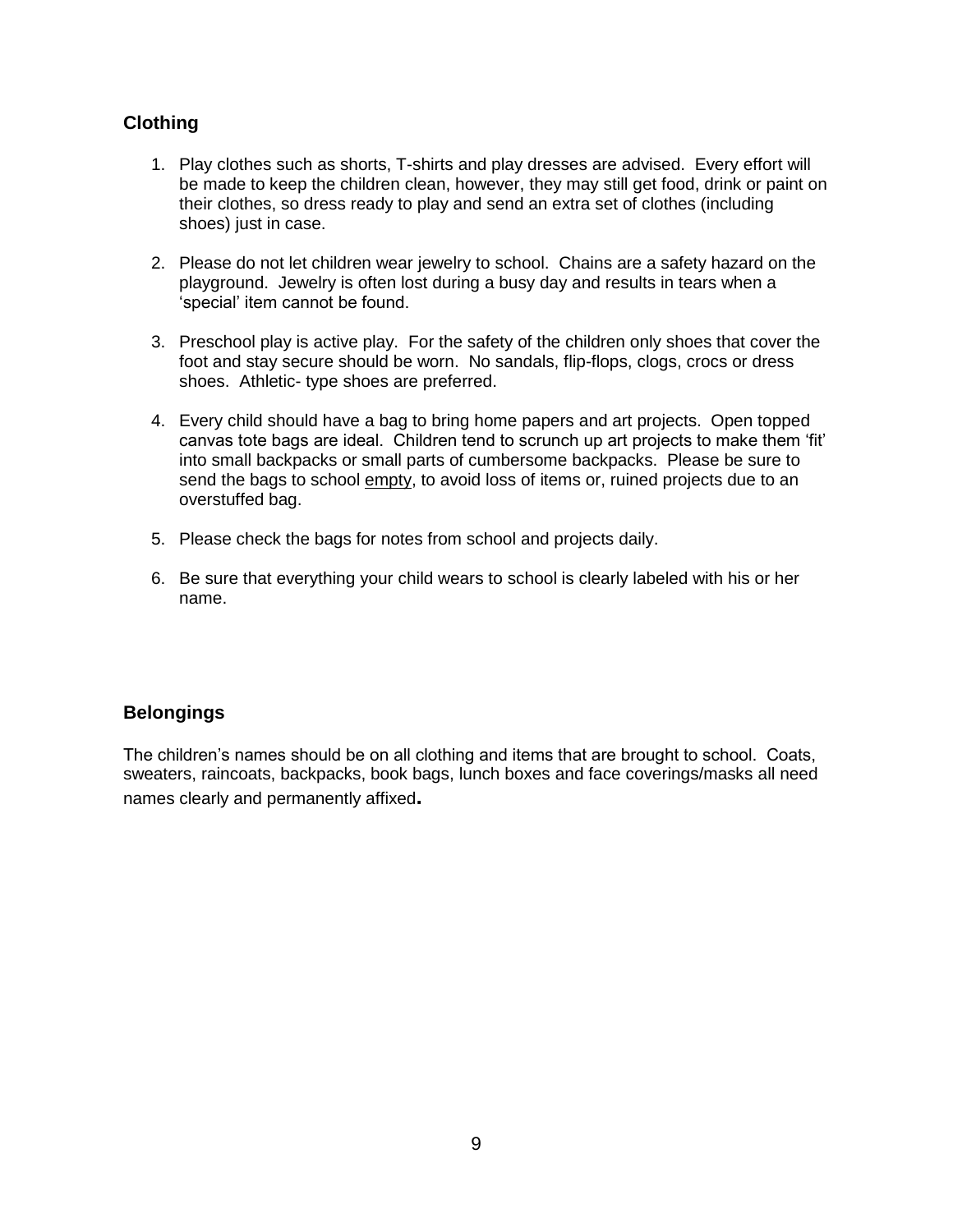## Clothing

1. Play clothes such as shorts, T-shirts and play dresses are advised. Every effort will be made to keep the children clean, however, they may still get food, drink or paint on their clothes, so dress ready to play and send an extra set of clothes (including shoes) just in case.

2. Please do not let children wear jewelry to school. Chains are a safety hazard on the playground. Jewelry is often lost during a busy day and results in tears when a 'special' item cannot be found.

3. Preschool play is active play. For the safety of the children only shoes that cover the foot and stay secure should be worn. No sandals, flip-flops, clogs, crocs or dress shoes. Athletic- type shoes are preferred.

4. Every child should have a bag to bring home papers and art projects. Open topped canvas tote bags are ideal. Children tend to scrunch up art projects to make them 'fit' into small backpacks or small parts of cumbersome backpacks. Please be sure to send the bags to school <u>empty</u>, to avoid loss of items or, ruined projects due to an overstuffed bag.

5. Please check the bags for notes from school and projects daily.

6. Be sure that everything your child wears to school is clearly labeled with his or her name.

## Belongings

The children's names should be on all clothing and items that are brought to school. Coats, sweaters, raincoats, backpacks, book bags, lunch boxes and face coverings/masks all need names clearly and permanently affixed**.**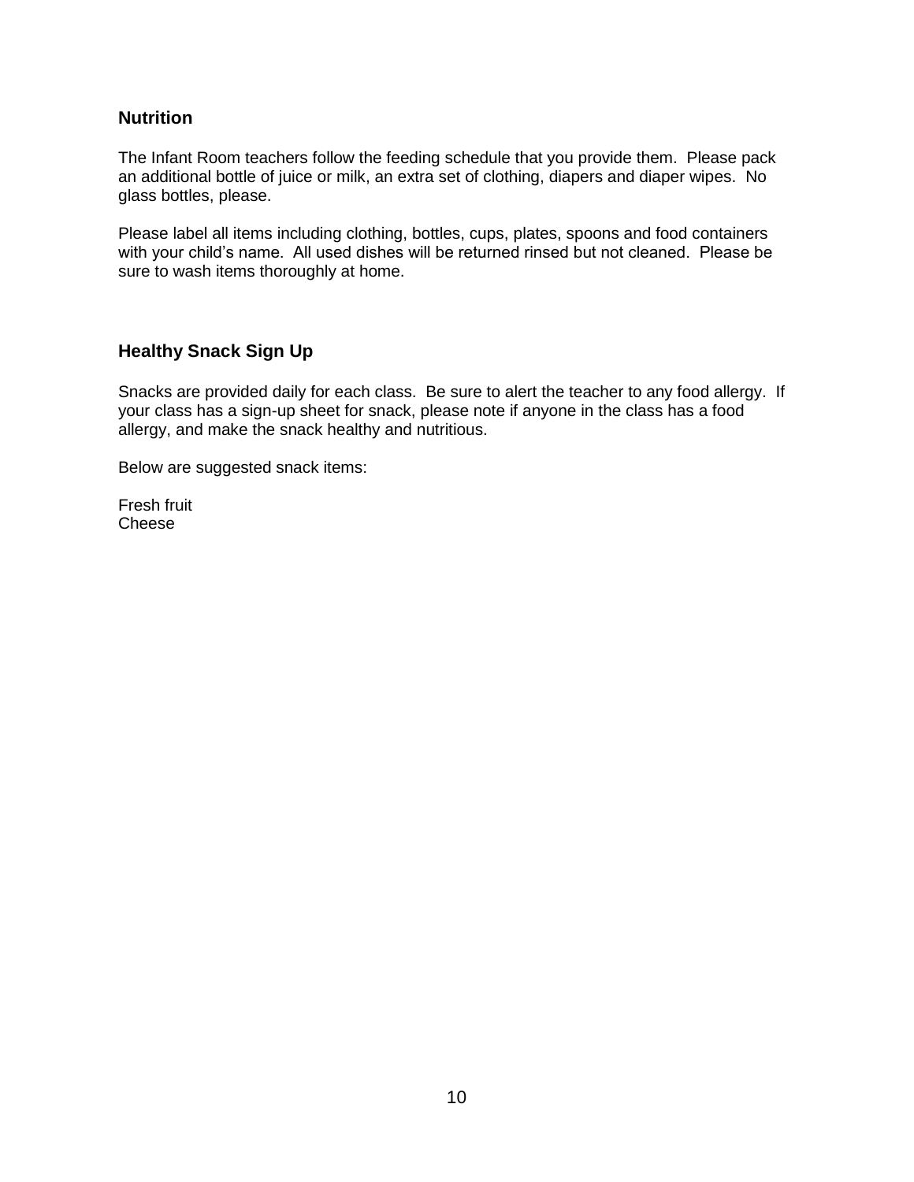## Nutrition

The Infant Room teachers follow the feeding schedule that you provide them. Please pack an additional bottle of juice or milk, an extra set of clothing, diapers and diaper wipes. No glass bottles, please.

Please label all items including clothing, bottles, cups, plates, spoons and food containers with your child's name. All used dishes will be returned rinsed but not cleaned. Please be sure to wash items thoroughly at home.

## Healthy Snack Sign Up

Snacks are provided daily for each class. Be sure to alert the teacher to any food allergy. If your class has a sign-up sheet for snack, please note if anyone in the class has a food allergy, and make the snack healthy and nutritious.

Below are suggested snack items:

Fresh fruit
Cheese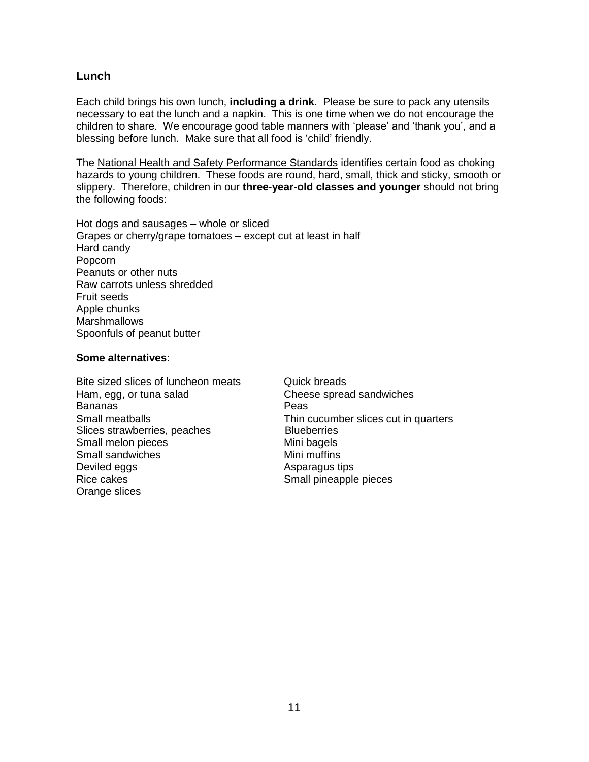## Lunch

Each child brings his own lunch, **including a drink**. Please be sure to pack any utensils necessary to eat the lunch and a napkin. This is one time when we do not encourage the children to share. We encourage good table manners with 'please' and 'thank you', and a blessing before lunch. Make sure that all food is 'child' friendly.

The <u>National Health and Safety Performance Standards</u> identifies certain food as choking hazards to young children. These foods are round, hard, small, thick and sticky, smooth or slippery. Therefore, children in our **three-year-old classes and younger** should not bring the following foods:

Hot dogs and sausages – whole or sliced
Grapes or cherry/grape tomatoes – except cut at least in half
Hard candy
Popcorn
Peanuts or other nuts
Raw carrots unless shredded
Fruit seeds
Apple chunks
Marshmallows
Spoonfuls of peanut butter

**Some alternatives**:

Bite sized slices of luncheon meats
Ham, egg, or tuna salad
Bananas
Small meatballs
Slices strawberries, peaches
Small melon pieces
Small sandwiches
Deviled eggs
Rice cakes
Orange slices
Quick breads
Cheese spread sandwiches
Peas
Thin cucumber slices cut in quarters
Blueberries
Mini bagels
Mini muffins
Asparagus tips
Small pineapple pieces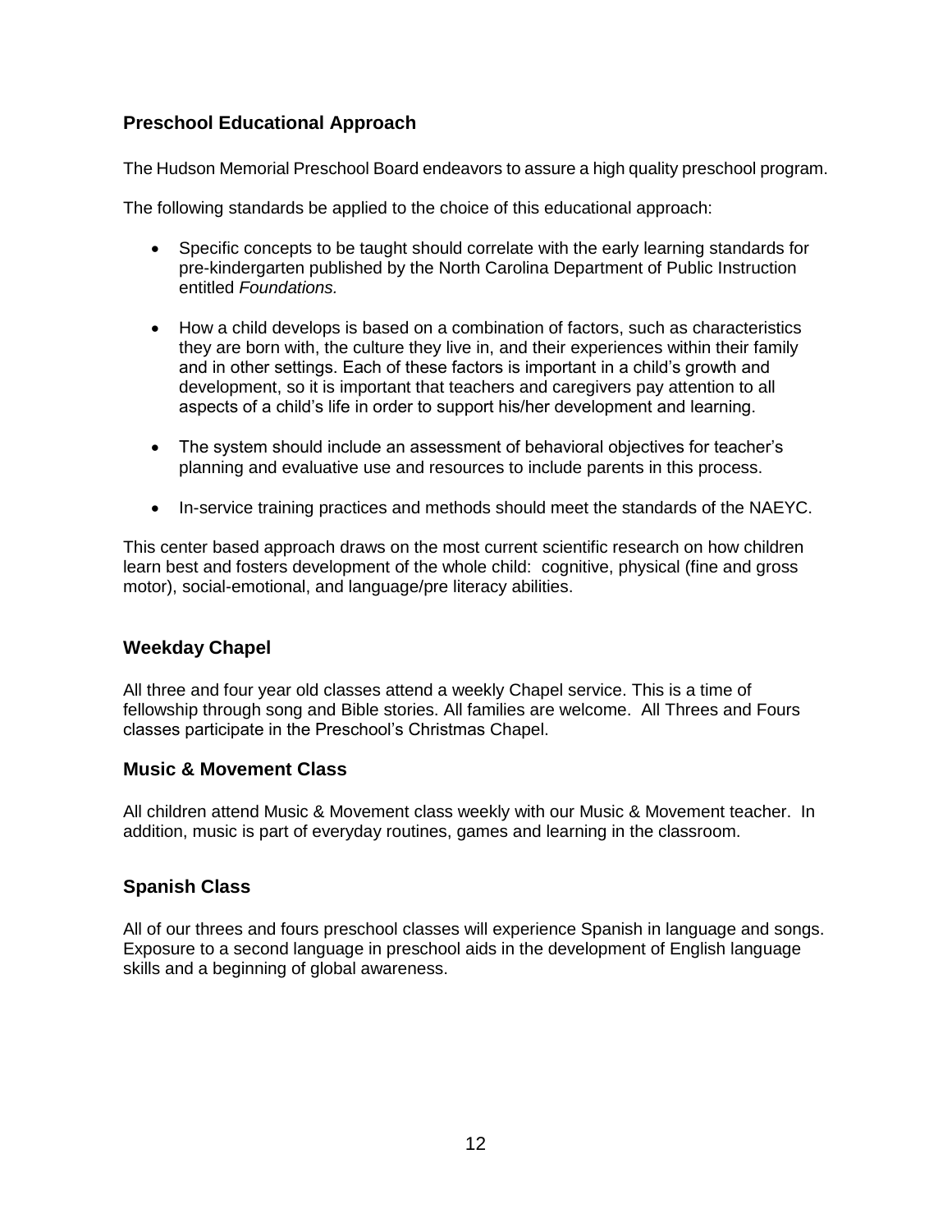## Preschool Educational Approach

The Hudson Memorial Preschool Board endeavors to assure a high quality preschool program.

The following standards be applied to the choice of this educational approach:

- Specific concepts to be taught should correlate with the early learning standards for pre-kindergarten published by the North Carolina Department of Public Instruction entitled *Foundations.*

- How a child develops is based on a combination of factors, such as characteristics they are born with, the culture they live in, and their experiences within their family and in other settings. Each of these factors is important in a child's growth and development, so it is important that teachers and caregivers pay attention to all aspects of a child's life in order to support his/her development and learning.

- The system should include an assessment of behavioral objectives for teacher's planning and evaluative use and resources to include parents in this process.

- In-service training practices and methods should meet the standards of the NAEYC.

This center based approach draws on the most current scientific research on how children learn best and fosters development of the whole child: cognitive, physical (fine and gross motor), social-emotional, and language/pre literacy abilities.

## Weekday Chapel

All three and four year old classes attend a weekly Chapel service. This is a time of fellowship through song and Bible stories. All families are welcome. All Threes and Fours classes participate in the Preschool's Christmas Chapel.

## Music & Movement Class

All children attend Music & Movement class weekly with our Music & Movement teacher. In addition, music is part of everyday routines, games and learning in the classroom.

## Spanish Class

All of our threes and fours preschool classes will experience Spanish in language and songs. Exposure to a second language in preschool aids in the development of English language skills and a beginning of global awareness.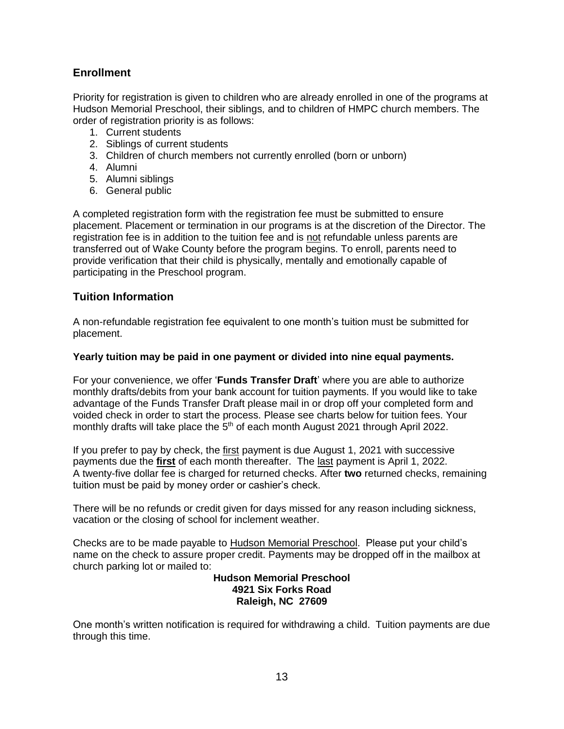## Enrollment

Priority for registration is given to children who are already enrolled in one of the programs at Hudson Memorial Preschool, their siblings, and to children of HMPC church members. The order of registration priority is as follows:

1. Current students
2. Siblings of current students
3. Children of church members not currently enrolled (born or unborn)
4. Alumni
5. Alumni siblings
6. General public

A completed registration form with the registration fee must be submitted to ensure placement. Placement or termination in our programs is at the discretion of the Director. The registration fee is in addition to the tuition fee and is not refundable unless parents are transferred out of Wake County before the program begins. To enroll, parents need to provide verification that their child is physically, mentally and emotionally capable of participating in the Preschool program.

## Tuition Information

A non-refundable registration fee equivalent to one month's tuition must be submitted for placement.

**Yearly tuition may be paid in one payment or divided into nine equal payments.**

For your convenience, we offer '**Funds Transfer Draft**' where you are able to authorize monthly drafts/debits from your bank account for tuition payments. If you would like to take advantage of the Funds Transfer Draft please mail in or drop off your completed form and voided check in order to start the process. Please see charts below for tuition fees. Your monthly drafts will take place the 5th of each month August 2021 through April 2022.

If you prefer to pay by check, the first payment is due August 1, 2021 with successive payments due the **first** of each month thereafter. The last payment is April 1, 2022. A twenty-five dollar fee is charged for returned checks. After **two** returned checks, remaining tuition must be paid by money order or cashier's check.

There will be no refunds or credit given for days missed for any reason including sickness, vacation or the closing of school for inclement weather.

Checks are to be made payable to Hudson Memorial Preschool. Please put your child's name on the check to assure proper credit. Payments may be dropped off in the mailbox at church parking lot or mailed to:

**Hudson Memorial Preschool**
**4921 Six Forks Road**
**Raleigh, NC 27609**

One month's written notification is required for withdrawing a child. Tuition payments are due through this time.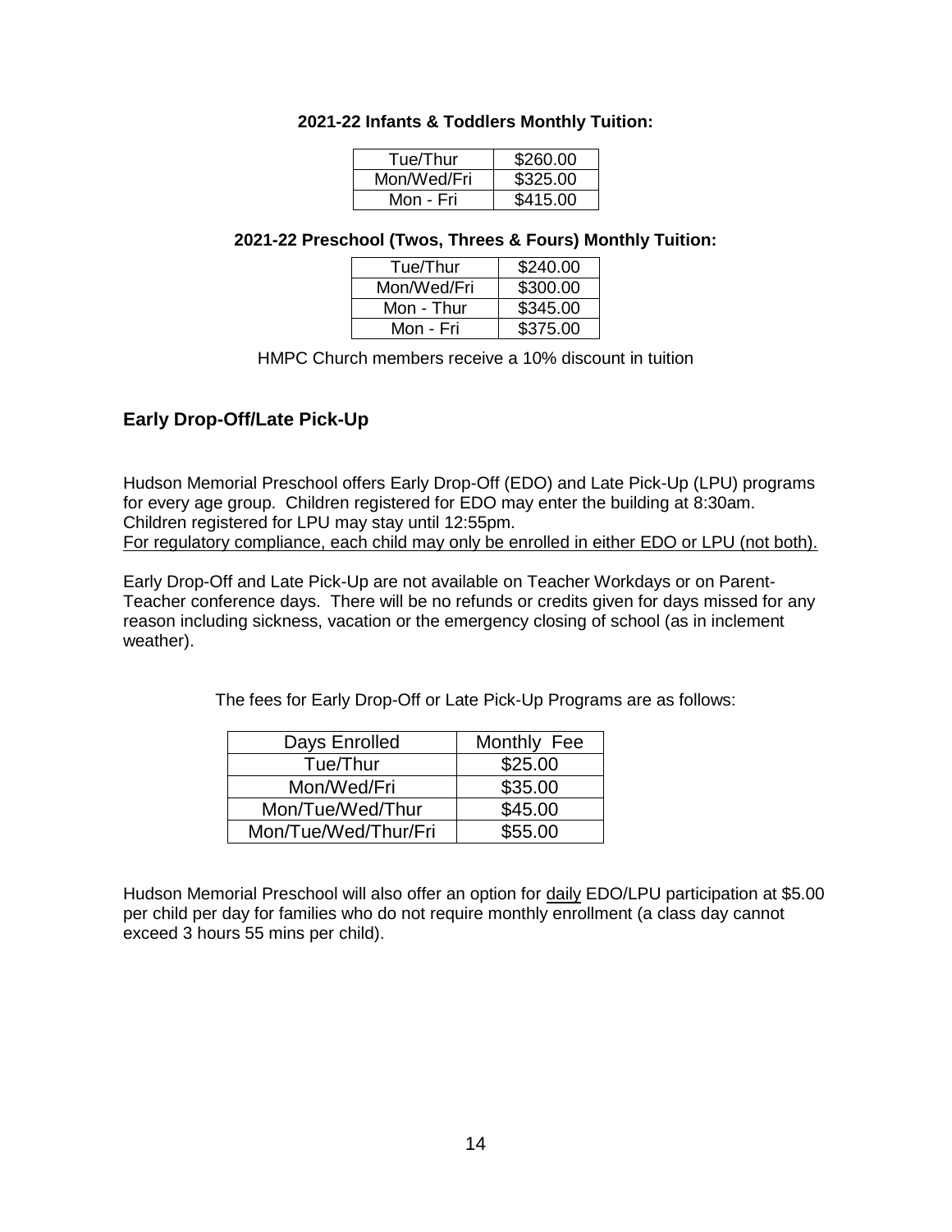**2021-22 Infants & Toddlers Monthly Tuition:**

| | |
|---|---|
| Tue/Thur | $260.00 |
| Mon/Wed/Fri | $325.00 |
| Mon - Fri | $415.00 |

**2021-22 Preschool (Twos, Threes & Fours) Monthly Tuition:**

| | |
|---|---|
| Tue/Thur | $240.00 |
| Mon/Wed/Fri | $300.00 |
| Mon - Thur | $345.00 |
| Mon - Fri | $375.00 |

HMPC Church members receive a 10% discount in tuition

## Early Drop-Off/Late Pick-Up

Hudson Memorial Preschool offers Early Drop-Off (EDO) and Late Pick-Up (LPU) programs for every age group. Children registered for EDO may enter the building at 8:30am. Children registered for LPU may stay until 12:55pm.
For regulatory compliance, each child may only be enrolled in either EDO or LPU (not both).

Early Drop-Off and Late Pick-Up are not available on Teacher Workdays or on Parent-Teacher conference days. There will be no refunds or credits given for days missed for any reason including sickness, vacation or the emergency closing of school (as in inclement weather).

The fees for Early Drop-Off or Late Pick-Up Programs are as follows:

| Days Enrolled | Monthly Fee |
|---|---|
| Tue/Thur | $25.00 |
| Mon/Wed/Fri | $35.00 |
| Mon/Tue/Wed/Thur | $45.00 |
| Mon/Tue/Wed/Thur/Fri | $55.00 |

Hudson Memorial Preschool will also offer an option for daily EDO/LPU participation at $5.00 per child per day for families who do not require monthly enrollment (a class day cannot exceed 3 hours 55 mins per child).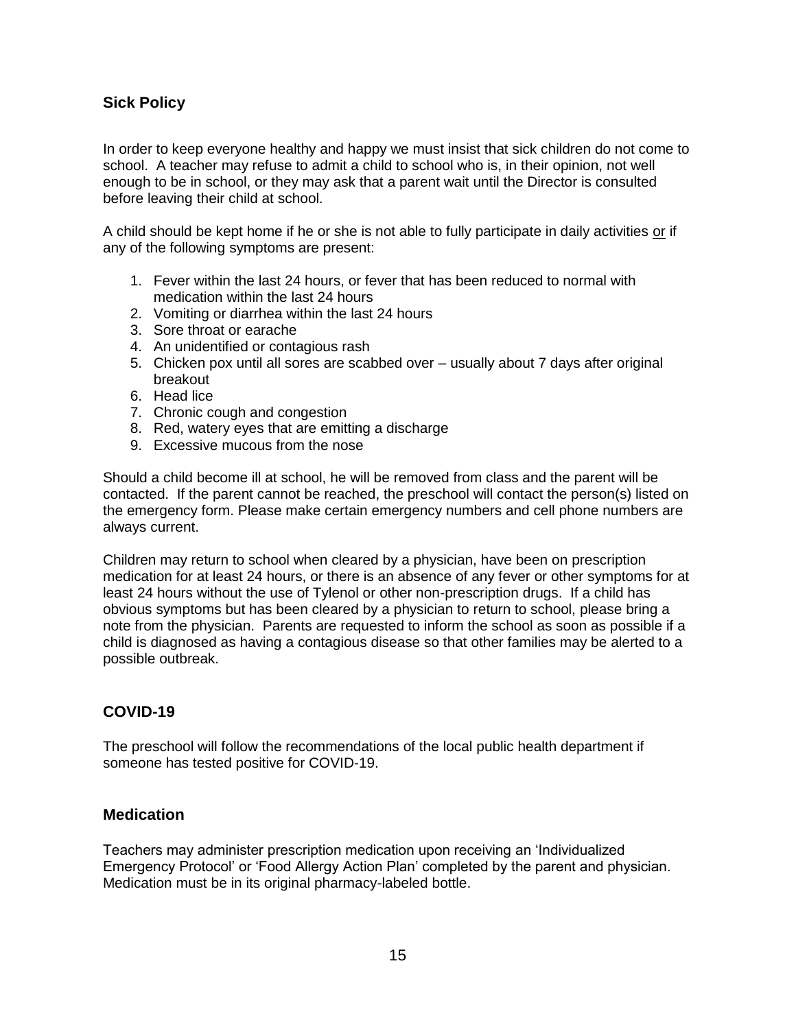## Sick Policy

In order to keep everyone healthy and happy we must insist that sick children do not come to school. A teacher may refuse to admit a child to school who is, in their opinion, not well enough to be in school, or they may ask that a parent wait until the Director is consulted before leaving their child at school.

A child should be kept home if he or she is not able to fully participate in daily activities <u>or</u> if any of the following symptoms are present:

1. Fever within the last 24 hours, or fever that has been reduced to normal with medication within the last 24 hours
2. Vomiting or diarrhea within the last 24 hours
3. Sore throat or earache
4. An unidentified or contagious rash
5. Chicken pox until all sores are scabbed over – usually about 7 days after original breakout
6. Head lice
7. Chronic cough and congestion
8. Red, watery eyes that are emitting a discharge
9. Excessive mucous from the nose

Should a child become ill at school, he will be removed from class and the parent will be contacted. If the parent cannot be reached, the preschool will contact the person(s) listed on the emergency form. Please make certain emergency numbers and cell phone numbers are always current.

Children may return to school when cleared by a physician, have been on prescription medication for at least 24 hours, or there is an absence of any fever or other symptoms for at least 24 hours without the use of Tylenol or other non-prescription drugs. If a child has obvious symptoms but has been cleared by a physician to return to school, please bring a note from the physician. Parents are requested to inform the school as soon as possible if a child is diagnosed as having a contagious disease so that other families may be alerted to a possible outbreak.

## COVID-19

The preschool will follow the recommendations of the local public health department if someone has tested positive for COVID-19.

## Medication

Teachers may administer prescription medication upon receiving an 'Individualized Emergency Protocol' or 'Food Allergy Action Plan' completed by the parent and physician. Medication must be in its original pharmacy-labeled bottle.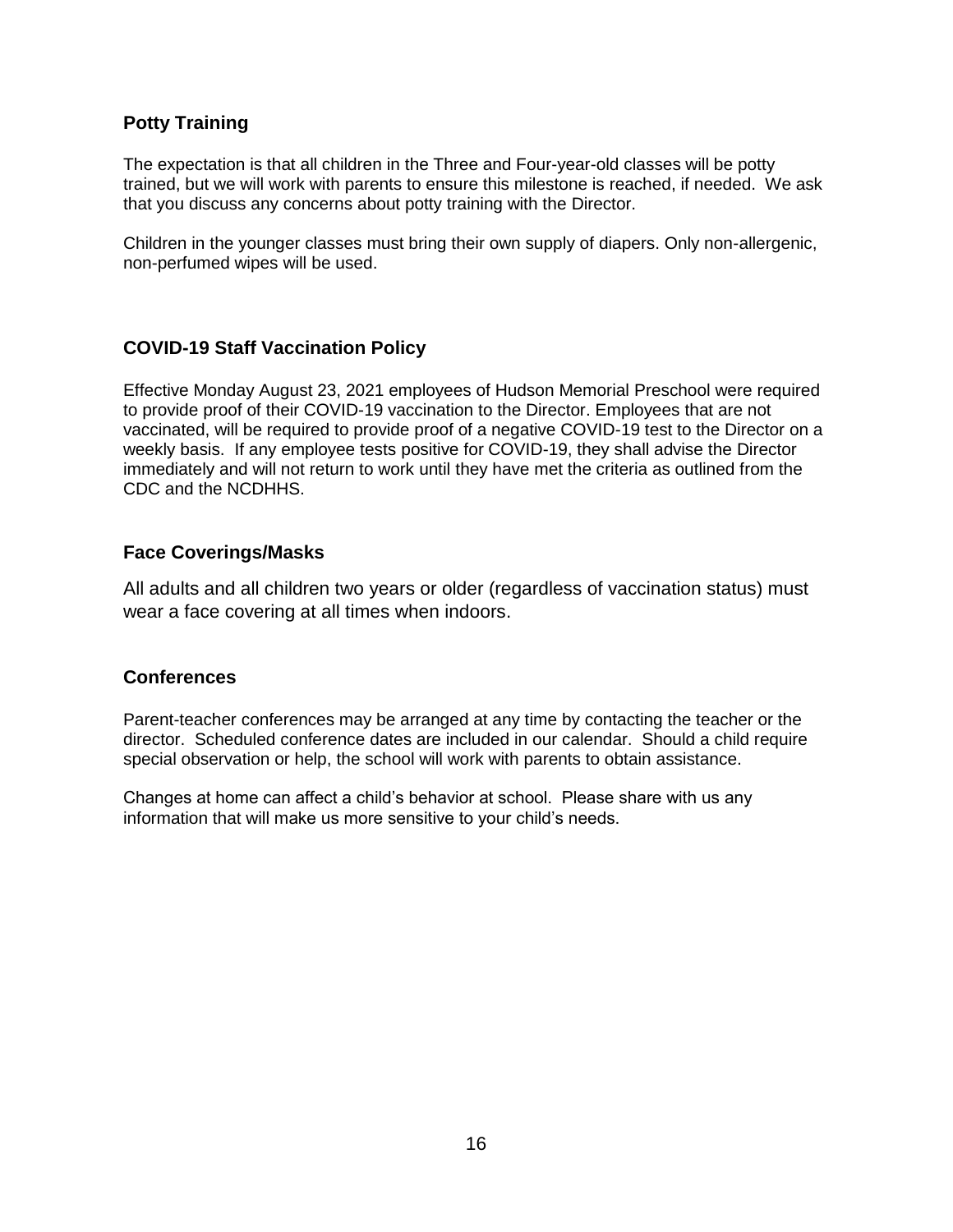## Potty Training

The expectation is that all children in the Three and Four-year-old classes will be potty trained, but we will work with parents to ensure this milestone is reached, if needed. We ask that you discuss any concerns about potty training with the Director.

Children in the younger classes must bring their own supply of diapers. Only non-allergenic, non-perfumed wipes will be used.

## COVID-19 Staff Vaccination Policy

Effective Monday August 23, 2021 employees of Hudson Memorial Preschool were required to provide proof of their COVID-19 vaccination to the Director. Employees that are not vaccinated, will be required to provide proof of a negative COVID-19 test to the Director on a weekly basis. If any employee tests positive for COVID-19, they shall advise the Director immediately and will not return to work until they have met the criteria as outlined from the CDC and the NCDHHS.

## Face Coverings/Masks

All adults and all children two years or older (regardless of vaccination status) must wear a face covering at all times when indoors.

## Conferences

Parent-teacher conferences may be arranged at any time by contacting the teacher or the director. Scheduled conference dates are included in our calendar. Should a child require special observation or help, the school will work with parents to obtain assistance.

Changes at home can affect a child's behavior at school. Please share with us any information that will make us more sensitive to your child's needs.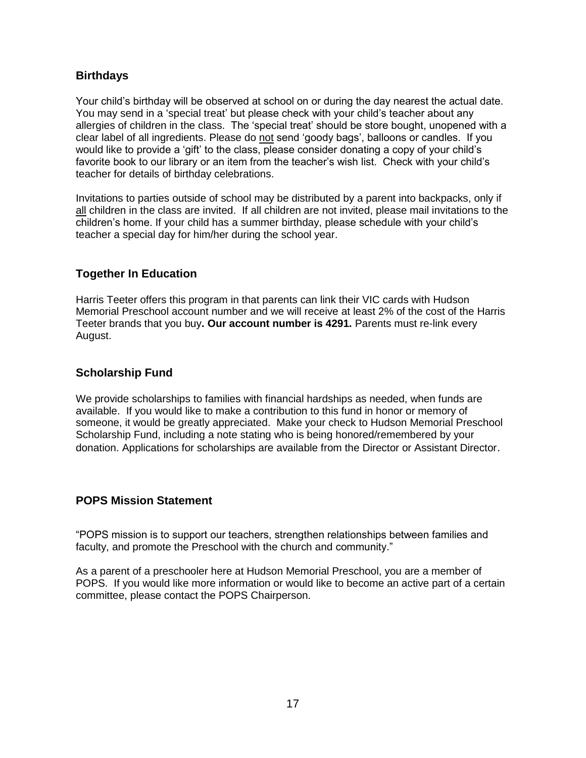## Birthdays

Your child's birthday will be observed at school on or during the day nearest the actual date. You may send in a 'special treat' but please check with your child's teacher about any allergies of children in the class. The 'special treat' should be store bought, unopened with a clear label of all ingredients. Please do <u>not</u> send 'goody bags', balloons or candles. If you would like to provide a 'gift' to the class, please consider donating a copy of your child's favorite book to our library or an item from the teacher's wish list. Check with your child's teacher for details of birthday celebrations.

Invitations to parties outside of school may be distributed by a parent into backpacks, only if <u>all</u> children in the class are invited. If all children are not invited, please mail invitations to the children's home. If your child has a summer birthday, please schedule with your child's teacher a special day for him/her during the school year.

## Together In Education

Harris Teeter offers this program in that parents can link their VIC cards with Hudson Memorial Preschool account number and we will receive at least 2% of the cost of the Harris Teeter brands that you buy**. Our account number is 4291.** Parents must re-link every August.

## Scholarship Fund

We provide scholarships to families with financial hardships as needed, when funds are available. If you would like to make a contribution to this fund in honor or memory of someone, it would be greatly appreciated. Make your check to Hudson Memorial Preschool Scholarship Fund, including a note stating who is being honored/remembered by your donation. Applications for scholarships are available from the Director or Assistant Director.

## POPS Mission Statement

"POPS mission is to support our teachers, strengthen relationships between families and faculty, and promote the Preschool with the church and community."

As a parent of a preschooler here at Hudson Memorial Preschool, you are a member of POPS. If you would like more information or would like to become an active part of a certain committee, please contact the POPS Chairperson.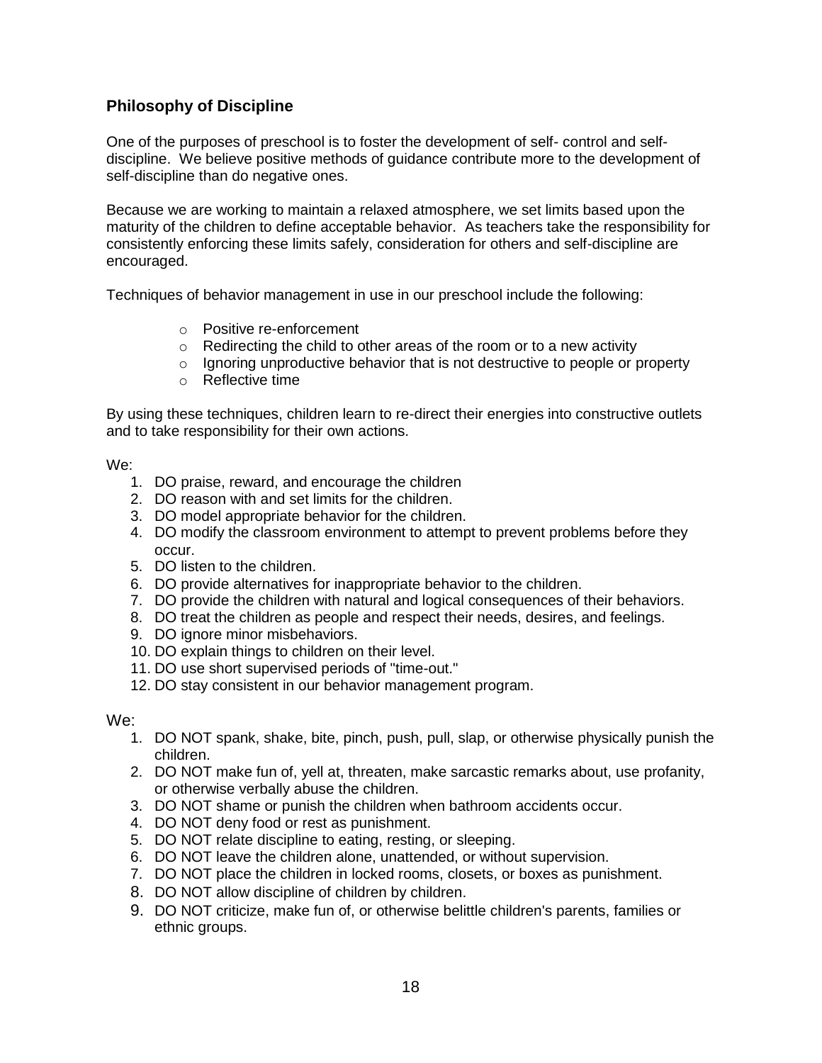## Philosophy of Discipline

One of the purposes of preschool is to foster the development of self- control and self-discipline. We believe positive methods of guidance contribute more to the development of self-discipline than do negative ones.

Because we are working to maintain a relaxed atmosphere, we set limits based upon the maturity of the children to define acceptable behavior. As teachers take the responsibility for consistently enforcing these limits safely, consideration for others and self-discipline are encouraged.

Techniques of behavior management in use in our preschool include the following:

- Positive re-enforcement
- Redirecting the child to other areas of the room or to a new activity
- Ignoring unproductive behavior that is not destructive to people or property
- Reflective time

By using these techniques, children learn to re-direct their energies into constructive outlets and to take responsibility for their own actions.

We:

1. DO praise, reward, and encourage the children
2. DO reason with and set limits for the children.
3. DO model appropriate behavior for the children.
4. DO modify the classroom environment to attempt to prevent problems before they occur.
5. DO listen to the children.
6. DO provide alternatives for inappropriate behavior to the children.
7. DO provide the children with natural and logical consequences of their behaviors.
8. DO treat the children as people and respect their needs, desires, and feelings.
9. DO ignore minor misbehaviors.
10. DO explain things to children on their level.
11. DO use short supervised periods of "time-out."
12. DO stay consistent in our behavior management program.

We:

1. DO NOT spank, shake, bite, pinch, push, pull, slap, or otherwise physically punish the children.
2. DO NOT make fun of, yell at, threaten, make sarcastic remarks about, use profanity, or otherwise verbally abuse the children.
3. DO NOT shame or punish the children when bathroom accidents occur.
4. DO NOT deny food or rest as punishment.
5. DO NOT relate discipline to eating, resting, or sleeping.
6. DO NOT leave the children alone, unattended, or without supervision.
7. DO NOT place the children in locked rooms, closets, or boxes as punishment.
8. DO NOT allow discipline of children by children.
9. DO NOT criticize, make fun of, or otherwise belittle children's parents, families or ethnic groups.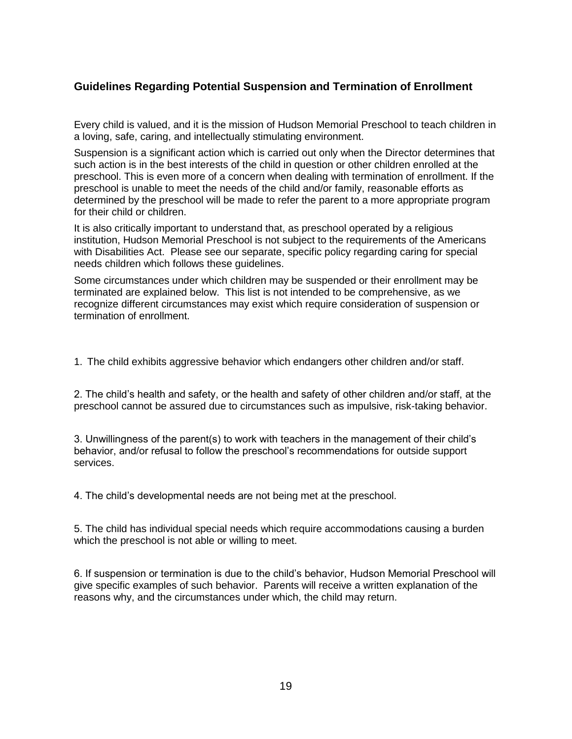## Guidelines Regarding Potential Suspension and Termination of Enrollment

Every child is valued, and it is the mission of Hudson Memorial Preschool to teach children in a loving, safe, caring, and intellectually stimulating environment.

Suspension is a significant action which is carried out only when the Director determines that such action is in the best interests of the child in question or other children enrolled at the preschool. This is even more of a concern when dealing with termination of enrollment. If the preschool is unable to meet the needs of the child and/or family, reasonable efforts as determined by the preschool will be made to refer the parent to a more appropriate program for their child or children.

It is also critically important to understand that, as preschool operated by a religious institution, Hudson Memorial Preschool is not subject to the requirements of the Americans with Disabilities Act. Please see our separate, specific policy regarding caring for special needs children which follows these guidelines.

Some circumstances under which children may be suspended or their enrollment may be terminated are explained below. This list is not intended to be comprehensive, as we recognize different circumstances may exist which require consideration of suspension or termination of enrollment.

1. The child exhibits aggressive behavior which endangers other children and/or staff.

2. The child's health and safety, or the health and safety of other children and/or staff, at the preschool cannot be assured due to circumstances such as impulsive, risk-taking behavior.

3. Unwillingness of the parent(s) to work with teachers in the management of their child's behavior, and/or refusal to follow the preschool's recommendations for outside support services.

4. The child's developmental needs are not being met at the preschool.

5. The child has individual special needs which require accommodations causing a burden which the preschool is not able or willing to meet.

6. If suspension or termination is due to the child's behavior, Hudson Memorial Preschool will give specific examples of such behavior. Parents will receive a written explanation of the reasons why, and the circumstances under which, the child may return.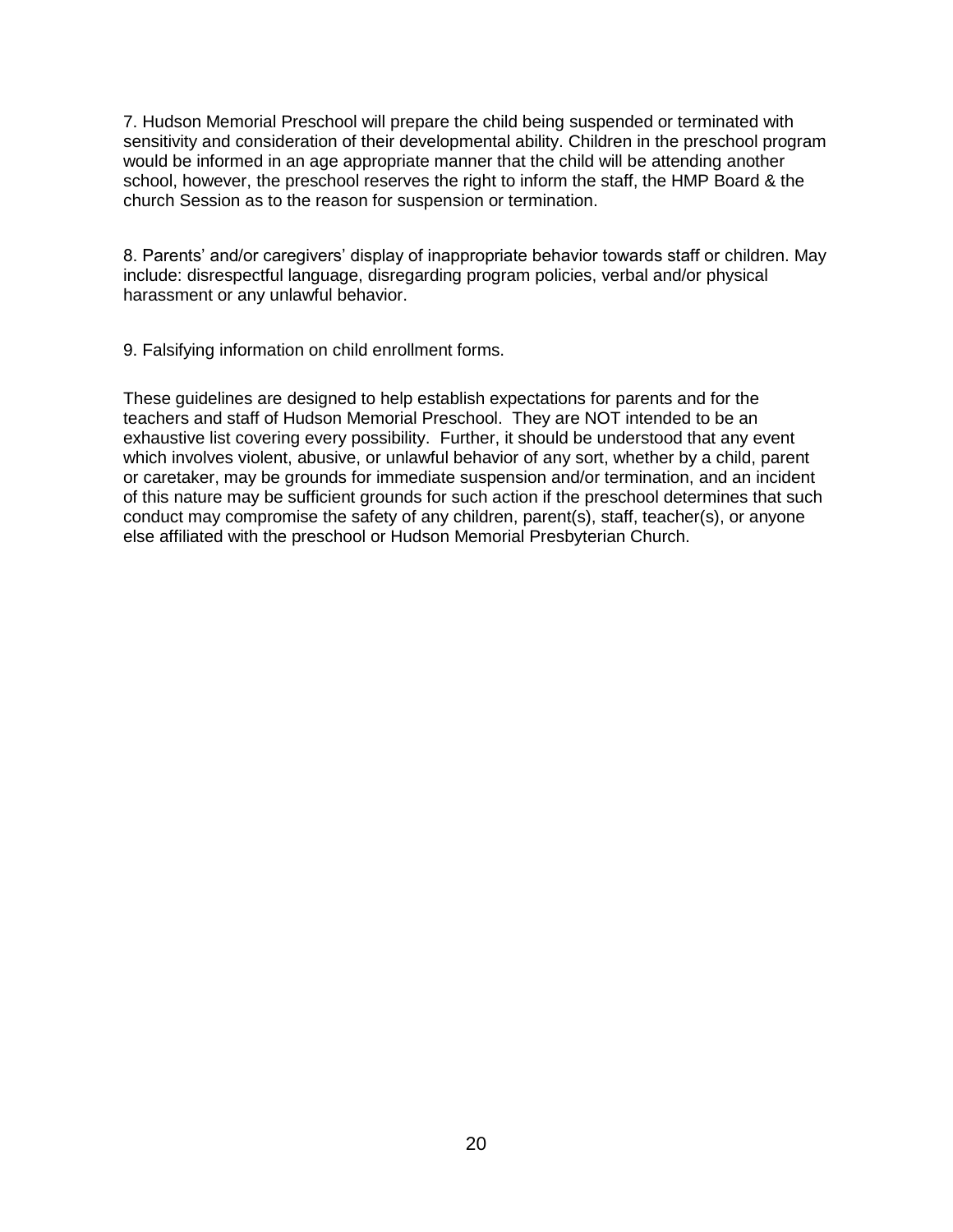7. Hudson Memorial Preschool will prepare the child being suspended or terminated with sensitivity and consideration of their developmental ability. Children in the preschool program would be informed in an age appropriate manner that the child will be attending another school, however, the preschool reserves the right to inform the staff, the HMP Board & the church Session as to the reason for suspension or termination.

8. Parents' and/or caregivers' display of inappropriate behavior towards staff or children. May include: disrespectful language, disregarding program policies, verbal and/or physical harassment or any unlawful behavior.

9. Falsifying information on child enrollment forms.

These guidelines are designed to help establish expectations for parents and for the teachers and staff of Hudson Memorial Preschool. They are NOT intended to be an exhaustive list covering every possibility. Further, it should be understood that any event which involves violent, abusive, or unlawful behavior of any sort, whether by a child, parent or caretaker, may be grounds for immediate suspension and/or termination, and an incident of this nature may be sufficient grounds for such action if the preschool determines that such conduct may compromise the safety of any children, parent(s), staff, teacher(s), or anyone else affiliated with the preschool or Hudson Memorial Presbyterian Church.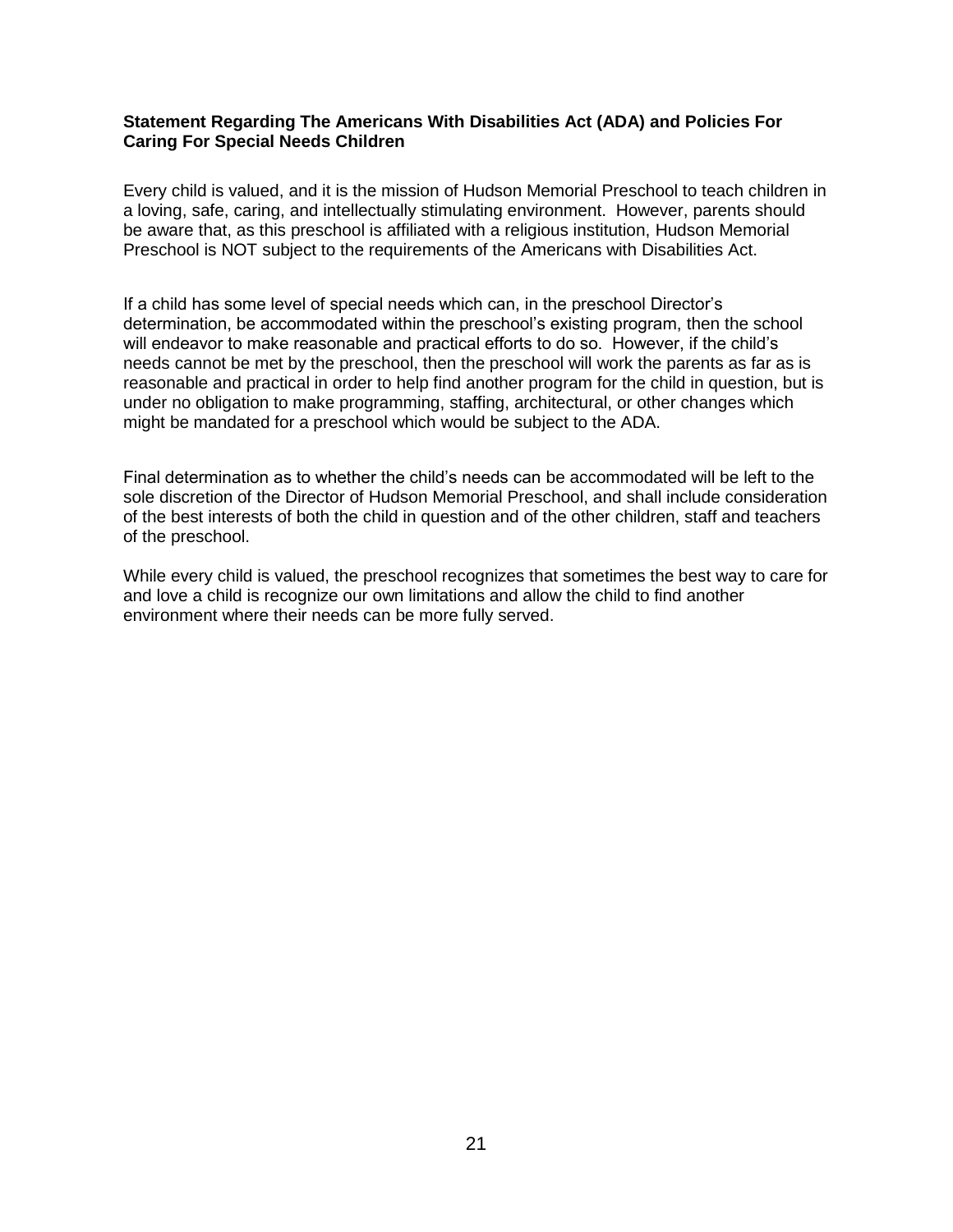**Statement Regarding The Americans With Disabilities Act (ADA) and Policies For Caring For Special Needs Children**

Every child is valued, and it is the mission of Hudson Memorial Preschool to teach children in a loving, safe, caring, and intellectually stimulating environment. However, parents should be aware that, as this preschool is affiliated with a religious institution, Hudson Memorial Preschool is NOT subject to the requirements of the Americans with Disabilities Act.

If a child has some level of special needs which can, in the preschool Director's determination, be accommodated within the preschool's existing program, then the school will endeavor to make reasonable and practical efforts to do so. However, if the child's needs cannot be met by the preschool, then the preschool will work the parents as far as is reasonable and practical in order to help find another program for the child in question, but is under no obligation to make programming, staffing, architectural, or other changes which might be mandated for a preschool which would be subject to the ADA.

Final determination as to whether the child's needs can be accommodated will be left to the sole discretion of the Director of Hudson Memorial Preschool, and shall include consideration of the best interests of both the child in question and of the other children, staff and teachers of the preschool.

While every child is valued, the preschool recognizes that sometimes the best way to care for and love a child is recognize our own limitations and allow the child to find another environment where their needs can be more fully served.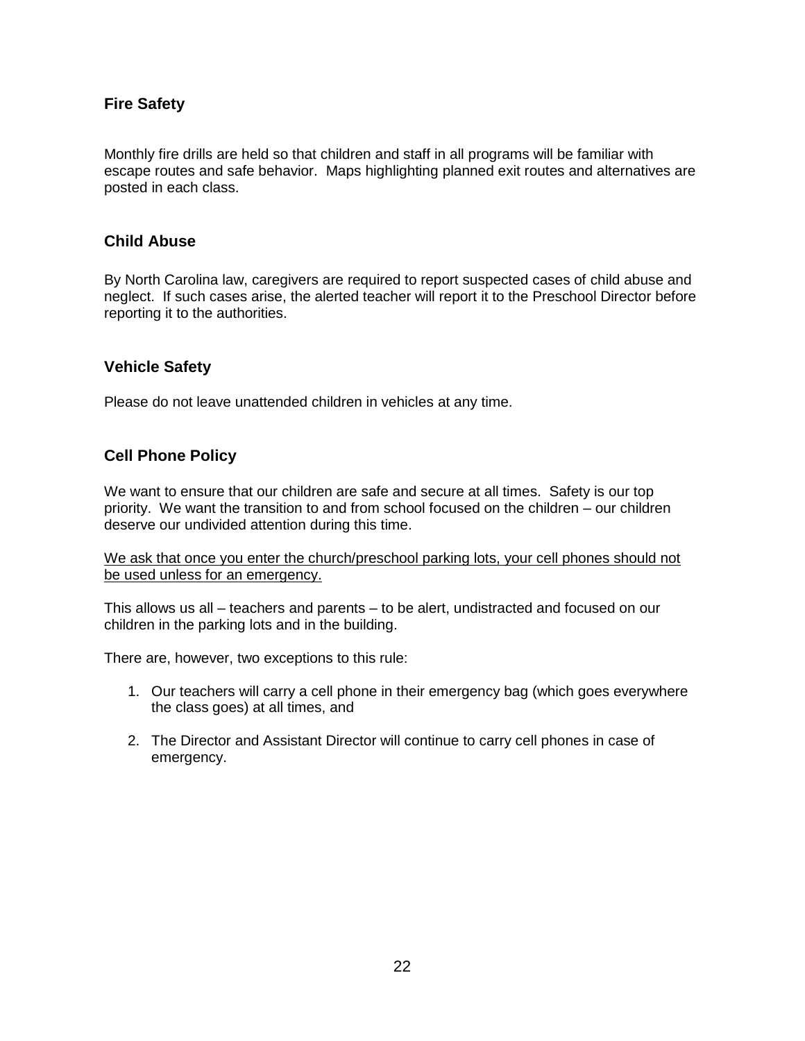### Fire Safety

Monthly fire drills are held so that children and staff in all programs will be familiar with escape routes and safe behavior. Maps highlighting planned exit routes and alternatives are posted in each class.

### Child Abuse

By North Carolina law, caregivers are required to report suspected cases of child abuse and neglect. If such cases arise, the alerted teacher will report it to the Preschool Director before reporting it to the authorities.

### Vehicle Safety

Please do not leave unattended children in vehicles at any time.

### Cell Phone Policy

We want to ensure that our children are safe and secure at all times. Safety is our top priority. We want the transition to and from school focused on the children – our children deserve our undivided attention during this time.

<u>We ask that once you enter the church/preschool parking lots, your cell phones should not be used unless for an emergency.</u>

This allows us all – teachers and parents – to be alert, undistracted and focused on our children in the parking lots and in the building.

There are, however, two exceptions to this rule:

1. Our teachers will carry a cell phone in their emergency bag (which goes everywhere the class goes) at all times, and
2. The Director and Assistant Director will continue to carry cell phones in case of emergency.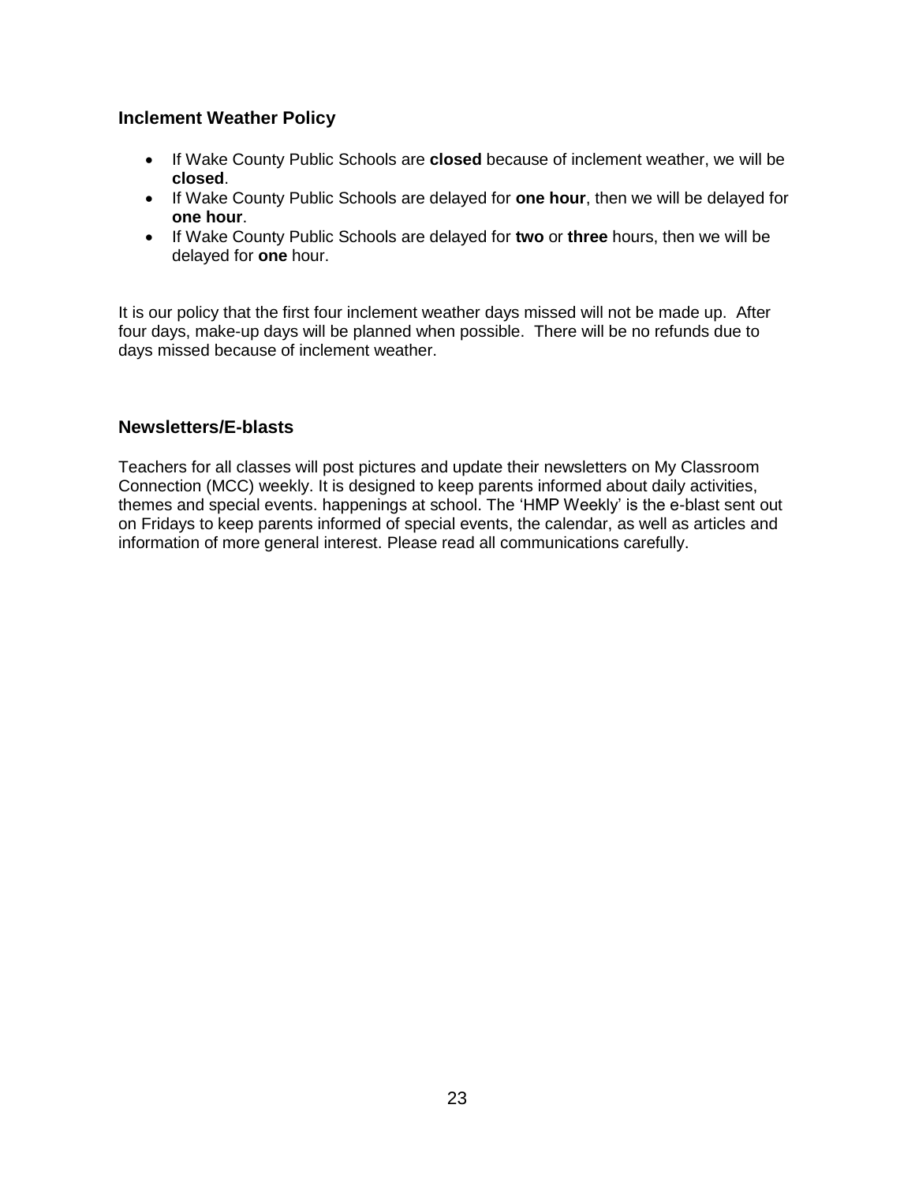## Inclement Weather Policy

- If Wake County Public Schools are **closed** because of inclement weather, we will be **closed**.
- If Wake County Public Schools are delayed for **one hour**, then we will be delayed for **one hour**.
- If Wake County Public Schools are delayed for **two** or **three** hours, then we will be delayed for **one** hour.

It is our policy that the first four inclement weather days missed will not be made up. After four days, make-up days will be planned when possible. There will be no refunds due to days missed because of inclement weather.

## Newsletters/E-blasts

Teachers for all classes will post pictures and update their newsletters on My Classroom Connection (MCC) weekly. It is designed to keep parents informed about daily activities, themes and special events. happenings at school. The 'HMP Weekly' is the e-blast sent out on Fridays to keep parents informed of special events, the calendar, as well as articles and information of more general interest. Please read all communications carefully.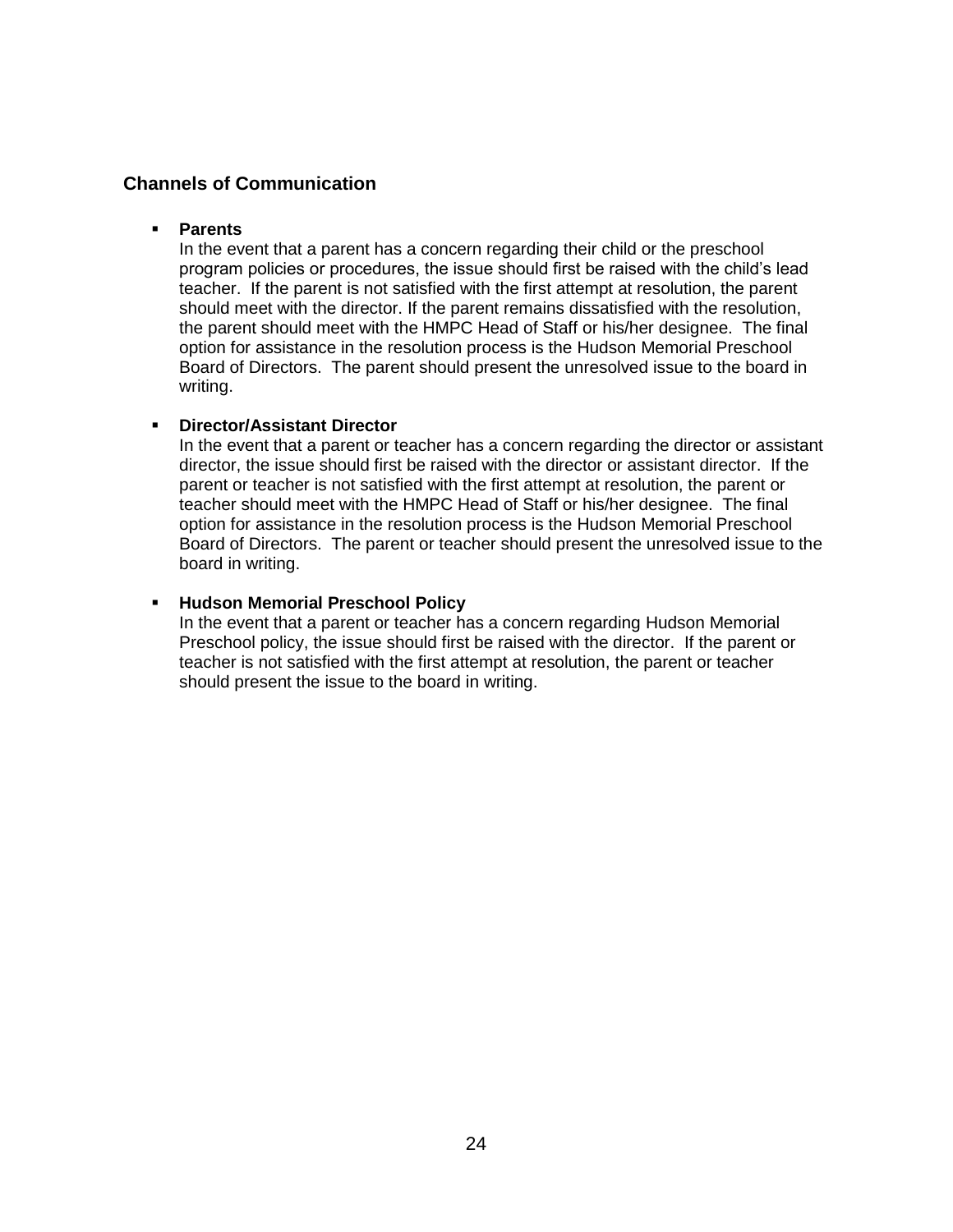## Channels of Communication

- **Parents**
  In the event that a parent has a concern regarding their child or the preschool program policies or procedures, the issue should first be raised with the child's lead teacher. If the parent is not satisfied with the first attempt at resolution, the parent should meet with the director. If the parent remains dissatisfied with the resolution, the parent should meet with the HMPC Head of Staff or his/her designee. The final option for assistance in the resolution process is the Hudson Memorial Preschool Board of Directors. The parent should present the unresolved issue to the board in writing.

- **Director/Assistant Director**
  In the event that a parent or teacher has a concern regarding the director or assistant director, the issue should first be raised with the director or assistant director. If the parent or teacher is not satisfied with the first attempt at resolution, the parent or teacher should meet with the HMPC Head of Staff or his/her designee. The final option for assistance in the resolution process is the Hudson Memorial Preschool Board of Directors. The parent or teacher should present the unresolved issue to the board in writing.

- **Hudson Memorial Preschool Policy**
  In the event that a parent or teacher has a concern regarding Hudson Memorial Preschool policy, the issue should first be raised with the director. If the parent or teacher is not satisfied with the first attempt at resolution, the parent or teacher should present the issue to the board in writing.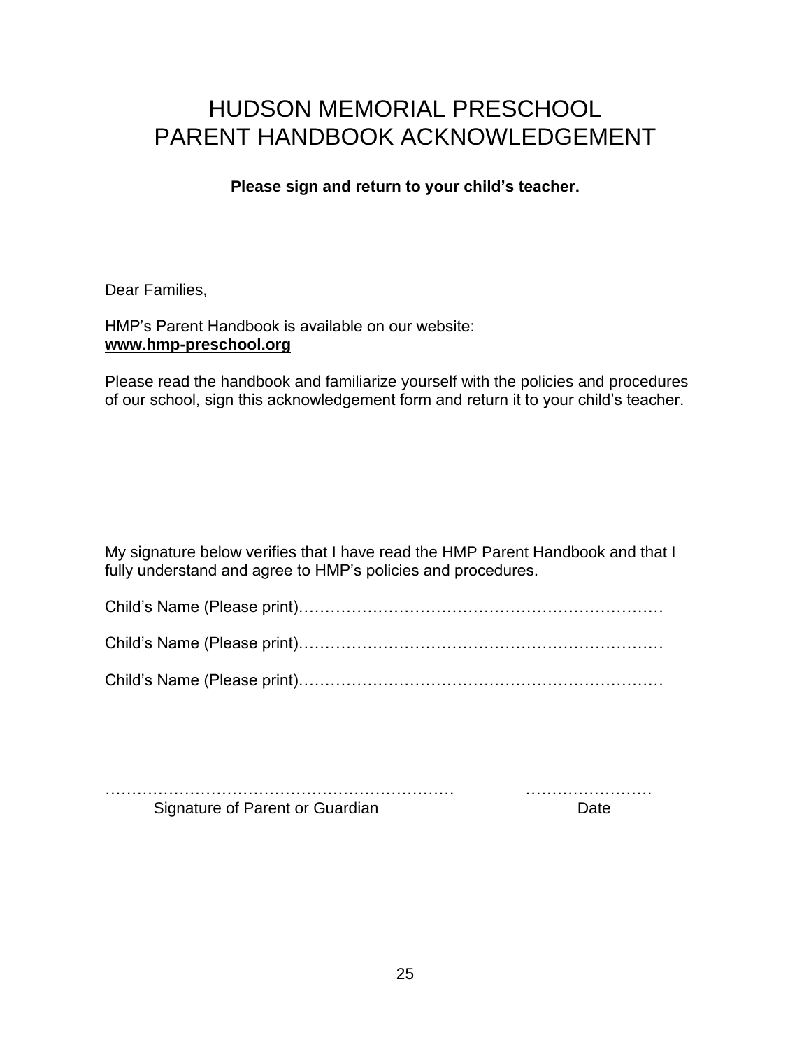# HUDSON MEMORIAL PRESCHOOL
# PARENT HANDBOOK ACKNOWLEDGEMENT

**Please sign and return to your child's teacher.**

Dear Families,

HMP's Parent Handbook is available on our website:
**www.hmp-preschool.org**

Please read the handbook and familiarize yourself with the policies and procedures of our school, sign this acknowledgement form and return it to your child's teacher.

My signature below verifies that I have read the HMP Parent Handbook and that I fully understand and agree to HMP's policies and procedures.

Child's Name (Please print)……………………………………………………………

Child's Name (Please print)……………………………………………………………

Child's Name (Please print)……………………………………………………………

…………………………………………………………  ……………………
Signature of Parent or Guardian  Date